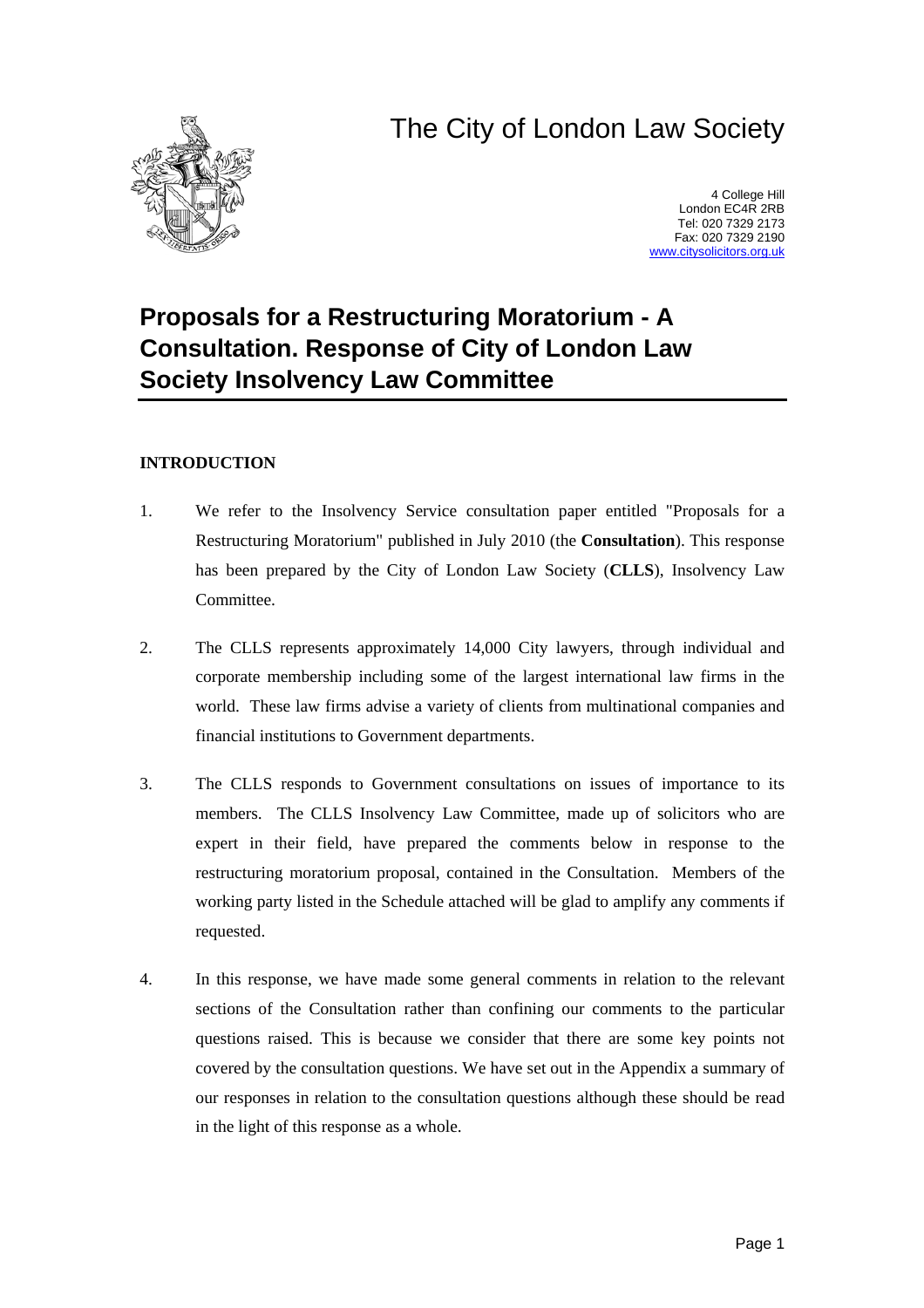# The City of London Law Society

4 College Hill
London EC4R 2RB
Tel: 020 7329 2173
Fax: 020 7329 2190
www.citysolicitors.org.uk

## Proposals for a Restructuring Moratorium - A Consultation. Response of City of London Law Society Insolvency Law Committee

### INTRODUCTION

1. We refer to the Insolvency Service consultation paper entitled "Proposals for a Restructuring Moratorium" published in July 2010 (the **Consultation**). This response has been prepared by the City of London Law Society (**CLLS**), Insolvency Law Committee.

2. The CLLS represents approximately 14,000 City lawyers, through individual and corporate membership including some of the largest international law firms in the world. These law firms advise a variety of clients from multinational companies and financial institutions to Government departments.

3. The CLLS responds to Government consultations on issues of importance to its members. The CLLS Insolvency Law Committee, made up of solicitors who are expert in their field, have prepared the comments below in response to the restructuring moratorium proposal, contained in the Consultation. Members of the working party listed in the Schedule attached will be glad to amplify any comments if requested.

4. In this response, we have made some general comments in relation to the relevant sections of the Consultation rather than confining our comments to the particular questions raised. This is because we consider that there are some key points not covered by the consultation questions. We have set out in the Appendix a summary of our responses in relation to the consultation questions although these should be read in the light of this response as a whole.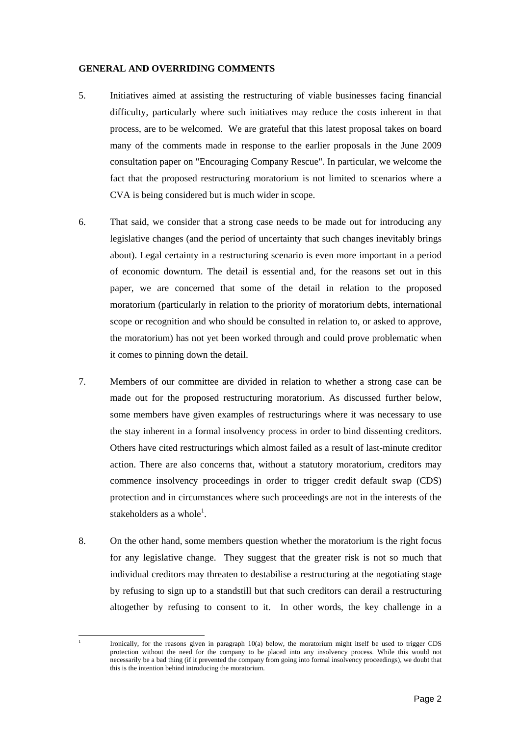**GENERAL AND OVERRIDING COMMENTS**

5. Initiatives aimed at assisting the restructuring of viable businesses facing financial difficulty, particularly where such initiatives may reduce the costs inherent in that process, are to be welcomed. We are grateful that this latest proposal takes on board many of the comments made in response to the earlier proposals in the June 2009 consultation paper on "Encouraging Company Rescue". In particular, we welcome the fact that the proposed restructuring moratorium is not limited to scenarios where a CVA is being considered but is much wider in scope.

6. That said, we consider that a strong case needs to be made out for introducing any legislative changes (and the period of uncertainty that such changes inevitably brings about). Legal certainty in a restructuring scenario is even more important in a period of economic downturn. The detail is essential and, for the reasons set out in this paper, we are concerned that some of the detail in relation to the proposed moratorium (particularly in relation to the priority of moratorium debts, international scope or recognition and who should be consulted in relation to, or asked to approve, the moratorium) has not yet been worked through and could prove problematic when it comes to pinning down the detail.

7. Members of our committee are divided in relation to whether a strong case can be made out for the proposed restructuring moratorium. As discussed further below, some members have given examples of restructurings where it was necessary to use the stay inherent in a formal insolvency process in order to bind dissenting creditors. Others have cited restructurings which almost failed as a result of last-minute creditor action. There are also concerns that, without a statutory moratorium, creditors may commence insolvency proceedings in order to trigger credit default swap (CDS) protection and in circumstances where such proceedings are not in the interests of the stakeholders as a whole[1].

8. On the other hand, some members question whether the moratorium is the right focus for any legislative change. They suggest that the greater risk is not so much that individual creditors may threaten to destabilise a restructuring at the negotiating stage by refusing to sign up to a standstill but that such creditors can derail a restructuring altogether by refusing to consent to it. In other words, the key challenge in a

[1] Ironically, for the reasons given in paragraph 10(a) below, the moratorium might itself be used to trigger CDS protection without the need for the company to be placed into any insolvency process. While this would not necessarily be a bad thing (if it prevented the company from going into formal insolvency proceedings), we doubt that this is the intention behind introducing the moratorium.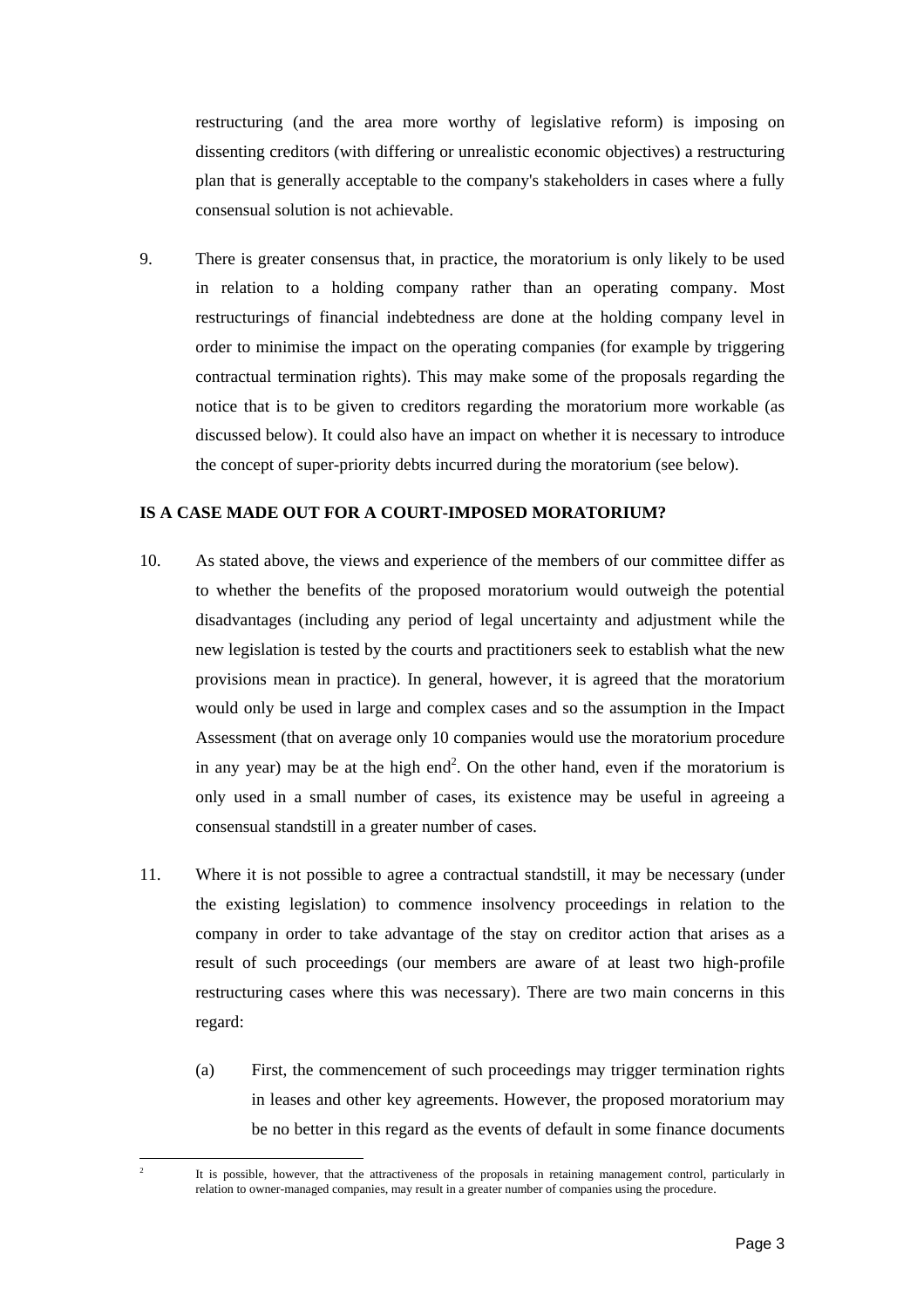restructuring (and the area more worthy of legislative reform) is imposing on dissenting creditors (with differing or unrealistic economic objectives) a restructuring plan that is generally acceptable to the company's stakeholders in cases where a fully consensual solution is not achievable.

9. There is greater consensus that, in practice, the moratorium is only likely to be used in relation to a holding company rather than an operating company. Most restructurings of financial indebtedness are done at the holding company level in order to minimise the impact on the operating companies (for example by triggering contractual termination rights). This may make some of the proposals regarding the notice that is to be given to creditors regarding the moratorium more workable (as discussed below). It could also have an impact on whether it is necessary to introduce the concept of super-priority debts incurred during the moratorium (see below).

**IS A CASE MADE OUT FOR A COURT-IMPOSED MORATORIUM?**

10. As stated above, the views and experience of the members of our committee differ as to whether the benefits of the proposed moratorium would outweigh the potential disadvantages (including any period of legal uncertainty and adjustment while the new legislation is tested by the courts and practitioners seek to establish what the new provisions mean in practice). In general, however, it is agreed that the moratorium would only be used in large and complex cases and so the assumption in the Impact Assessment (that on average only 10 companies would use the moratorium procedure in any year) may be at the high end[2]. On the other hand, even if the moratorium is only used in a small number of cases, its existence may be useful in agreeing a consensual standstill in a greater number of cases.

11. Where it is not possible to agree a contractual standstill, it may be necessary (under the existing legislation) to commence insolvency proceedings in relation to the company in order to take advantage of the stay on creditor action that arises as a result of such proceedings (our members are aware of at least two high-profile restructuring cases where this was necessary). There are two main concerns in this regard:

    (a) First, the commencement of such proceedings may trigger termination rights in leases and other key agreements. However, the proposed moratorium may be no better in this regard as the events of default in some finance documents

[2] It is possible, however, that the attractiveness of the proposals in retaining management control, particularly in relation to owner-managed companies, may result in a greater number of companies using the procedure.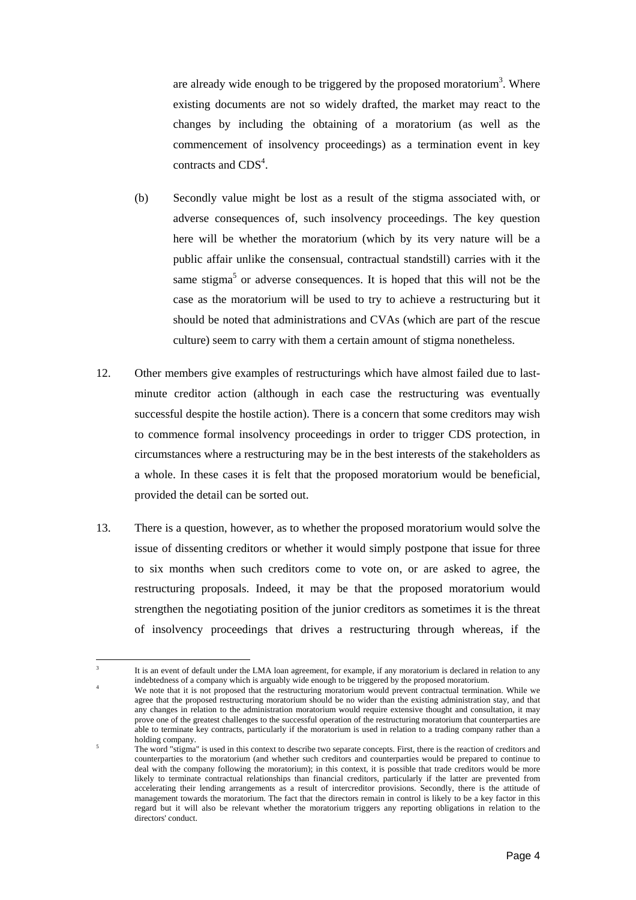are already wide enough to be triggered by the proposed moratorium[3]. Where existing documents are not so widely drafted, the market may react to the changes by including the obtaining of a moratorium (as well as the commencement of insolvency proceedings) as a termination event in key contracts and CDS[4].

(b) Secondly value might be lost as a result of the stigma associated with, or adverse consequences of, such insolvency proceedings. The key question here will be whether the moratorium (which by its very nature will be a public affair unlike the consensual, contractual standstill) carries with it the same stigma[5] or adverse consequences. It is hoped that this will not be the case as the moratorium will be used to try to achieve a restructuring but it should be noted that administrations and CVAs (which are part of the rescue culture) seem to carry with them a certain amount of stigma nonetheless.

12. Other members give examples of restructurings which have almost failed due to last-minute creditor action (although in each case the restructuring was eventually successful despite the hostile action). There is a concern that some creditors may wish to commence formal insolvency proceedings in order to trigger CDS protection, in circumstances where a restructuring may be in the best interests of the stakeholders as a whole. In these cases it is felt that the proposed moratorium would be beneficial, provided the detail can be sorted out.

13. There is a question, however, as to whether the proposed moratorium would solve the issue of dissenting creditors or whether it would simply postpone that issue for three to six months when such creditors come to vote on, or are asked to agree, the restructuring proposals. Indeed, it may be that the proposed moratorium would strengthen the negotiating position of the junior creditors as sometimes it is the threat of insolvency proceedings that drives a restructuring through whereas, if the

---

[3] It is an event of default under the LMA loan agreement, for example, if any moratorium is declared in relation to any indebtedness of a company which is arguably wide enough to be triggered by the proposed moratorium.

[4] We note that it is not proposed that the restructuring moratorium would prevent contractual termination. While we agree that the proposed restructuring moratorium should be no wider than the existing administration stay, and that any changes in relation to the administration moratorium would require extensive thought and consultation, it may prove one of the greatest challenges to the successful operation of the restructuring moratorium that counterparties are able to terminate key contracts, particularly if the moratorium is used in relation to a trading company rather than a holding company.

[5] The word "stigma" is used in this context to describe two separate concepts. First, there is the reaction of creditors and counterparties to the moratorium (and whether such creditors and counterparties would be prepared to continue to deal with the company following the moratorium); in this context, it is possible that trade creditors would be more likely to terminate contractual relationships than financial creditors, particularly if the latter are prevented from accelerating their lending arrangements as a result of intercreditor provisions. Secondly, there is the attitude of management towards the moratorium. The fact that the directors remain in control is likely to be a key factor in this regard but it will also be relevant whether the moratorium triggers any reporting obligations in relation to the directors' conduct.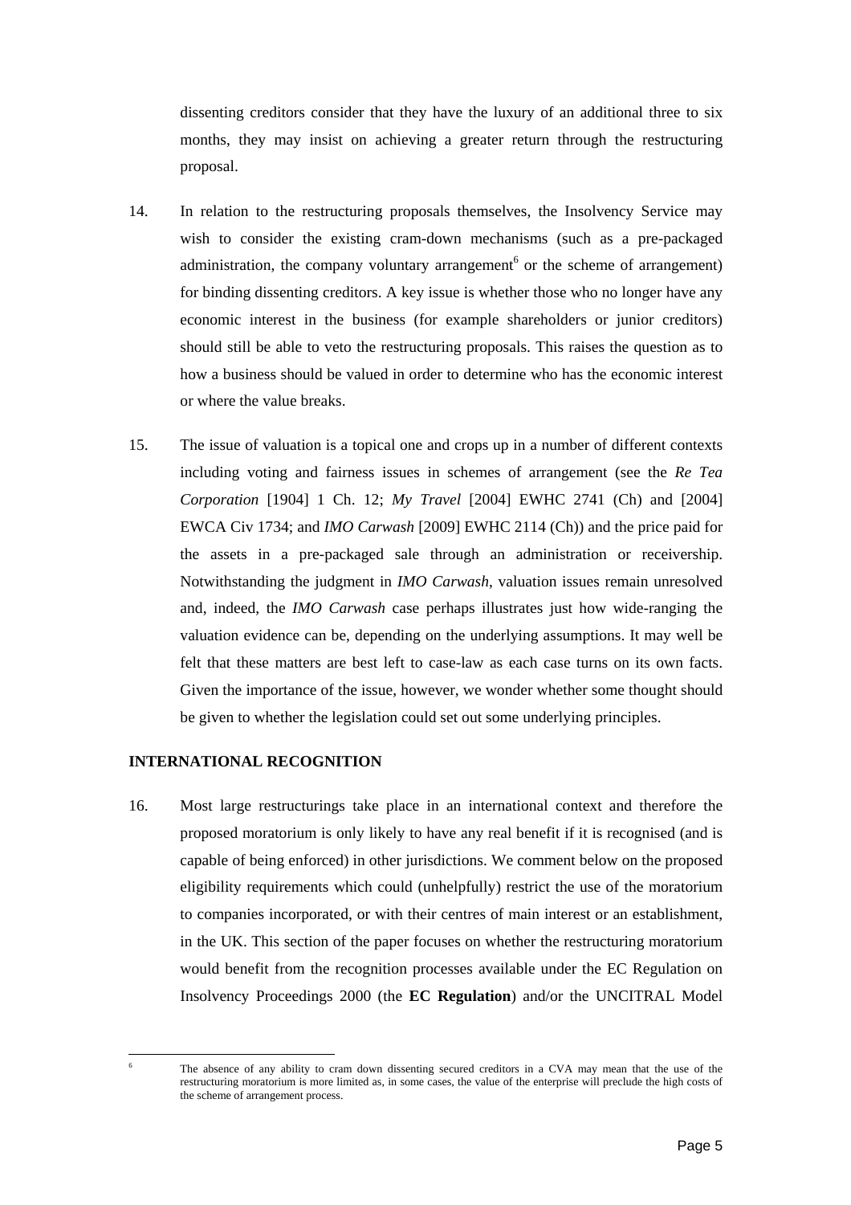dissenting creditors consider that they have the luxury of an additional three to six months, they may insist on achieving a greater return through the restructuring proposal.

14. In relation to the restructuring proposals themselves, the Insolvency Service may wish to consider the existing cram-down mechanisms (such as a pre-packaged administration, the company voluntary arrangement[6] or the scheme of arrangement) for binding dissenting creditors. A key issue is whether those who no longer have any economic interest in the business (for example shareholders or junior creditors) should still be able to veto the restructuring proposals. This raises the question as to how a business should be valued in order to determine who has the economic interest or where the value breaks.

15. The issue of valuation is a topical one and crops up in a number of different contexts including voting and fairness issues in schemes of arrangement (see the *Re Tea Corporation* [1904] 1 Ch. 12; *My Travel* [2004] EWHC 2741 (Ch) and [2004] EWCA Civ 1734; and *IMO Carwash* [2009] EWHC 2114 (Ch)) and the price paid for the assets in a pre-packaged sale through an administration or receivership. Notwithstanding the judgment in *IMO Carwash*, valuation issues remain unresolved and, indeed, the *IMO Carwash* case perhaps illustrates just how wide-ranging the valuation evidence can be, depending on the underlying assumptions. It may well be felt that these matters are best left to case-law as each case turns on its own facts. Given the importance of the issue, however, we wonder whether some thought should be given to whether the legislation could set out some underlying principles.

## INTERNATIONAL RECOGNITION

16. Most large restructurings take place in an international context and therefore the proposed moratorium is only likely to have any real benefit if it is recognised (and is capable of being enforced) in other jurisdictions. We comment below on the proposed eligibility requirements which could (unhelpfully) restrict the use of the moratorium to companies incorporated, or with their centres of main interest or an establishment, in the UK. This section of the paper focuses on whether the restructuring moratorium would benefit from the recognition processes available under the EC Regulation on Insolvency Proceedings 2000 (the **EC Regulation**) and/or the UNCITRAL Model

---

[6] The absence of any ability to cram down dissenting secured creditors in a CVA may mean that the use of the restructuring moratorium is more limited as, in some cases, the value of the enterprise will preclude the high costs of the scheme of arrangement process.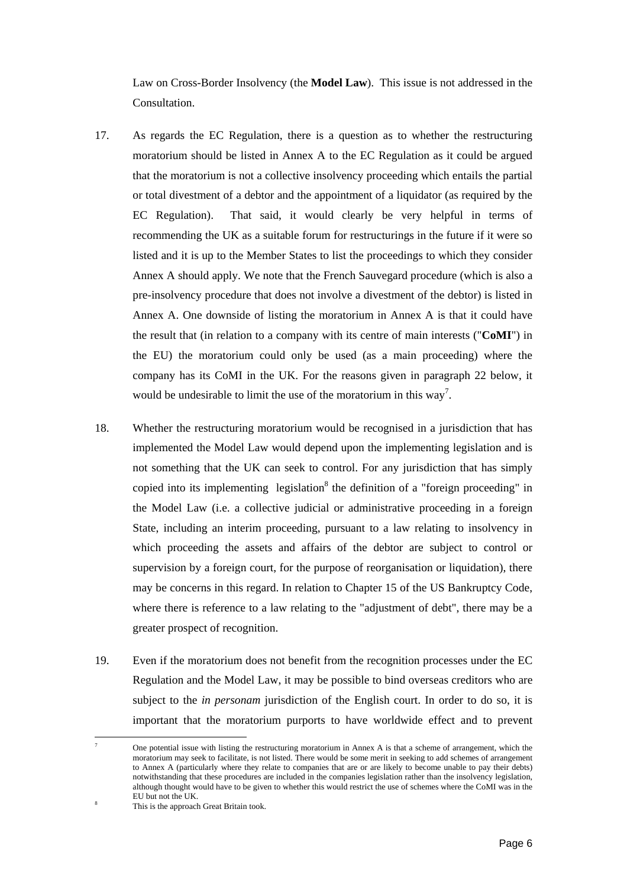Law on Cross-Border Insolvency (the **Model Law**). This issue is not addressed in the Consultation.

17. As regards the EC Regulation, there is a question as to whether the restructuring moratorium should be listed in Annex A to the EC Regulation as it could be argued that the moratorium is not a collective insolvency proceeding which entails the partial or total divestment of a debtor and the appointment of a liquidator (as required by the EC Regulation). That said, it would clearly be very helpful in terms of recommending the UK as a suitable forum for restructurings in the future if it were so listed and it is up to the Member States to list the proceedings to which they consider Annex A should apply. We note that the French Sauvegard procedure (which is also a pre-insolvency procedure that does not involve a divestment of the debtor) is listed in Annex A. One downside of listing the moratorium in Annex A is that it could have the result that (in relation to a company with its centre of main interests ("**CoMI**") in the EU) the moratorium could only be used (as a main proceeding) where the company has its CoMI in the UK. For the reasons given in paragraph 22 below, it would be undesirable to limit the use of the moratorium in this way[7].

18. Whether the restructuring moratorium would be recognised in a jurisdiction that has implemented the Model Law would depend upon the implementing legislation and is not something that the UK can seek to control. For any jurisdiction that has simply copied into its implementing legislation[8] the definition of a "foreign proceeding" in the Model Law (i.e. a collective judicial or administrative proceeding in a foreign State, including an interim proceeding, pursuant to a law relating to insolvency in which proceeding the assets and affairs of the debtor are subject to control or supervision by a foreign court, for the purpose of reorganisation or liquidation), there may be concerns in this regard. In relation to Chapter 15 of the US Bankruptcy Code, where there is reference to a law relating to the "adjustment of debt", there may be a greater prospect of recognition.

19. Even if the moratorium does not benefit from the recognition processes under the EC Regulation and the Model Law, it may be possible to bind overseas creditors who are subject to the *in personam* jurisdiction of the English court. In order to do so, it is important that the moratorium purports to have worldwide effect and to prevent

---

[7] One potential issue with listing the restructuring moratorium in Annex A is that a scheme of arrangement, which the moratorium may seek to facilitate, is not listed. There would be some merit in seeking to add schemes of arrangement to Annex A (particularly where they relate to companies that are or are likely to become unable to pay their debts) notwithstanding that these procedures are included in the companies legislation rather than the insolvency legislation, although thought would have to be given to whether this would restrict the use of schemes where the CoMI was in the EU but not the UK.

[8] This is the approach Great Britain took.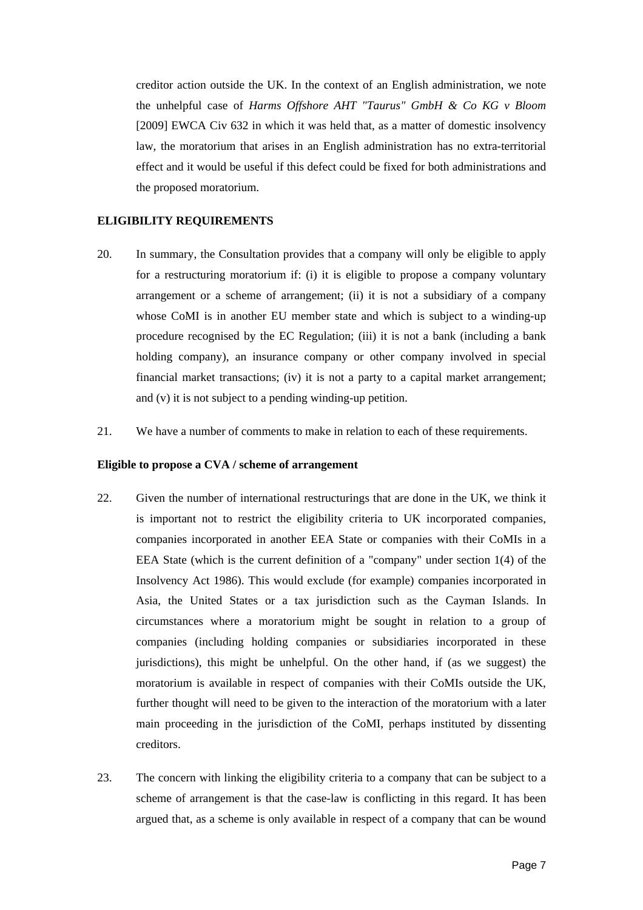creditor action outside the UK. In the context of an English administration, we note the unhelpful case of *Harms Offshore AHT "Taurus" GmbH & Co KG v Bloom* [2009] EWCA Civ 632 in which it was held that, as a matter of domestic insolvency law, the moratorium that arises in an English administration has no extra-territorial effect and it would be useful if this defect could be fixed for both administrations and the proposed moratorium.

**ELIGIBILITY REQUIREMENTS**

20. In summary, the Consultation provides that a company will only be eligible to apply for a restructuring moratorium if: (i) it is eligible to propose a company voluntary arrangement or a scheme of arrangement; (ii) it is not a subsidiary of a company whose CoMI is in another EU member state and which is subject to a winding-up procedure recognised by the EC Regulation; (iii) it is not a bank (including a bank holding company), an insurance company or other company involved in special financial market transactions; (iv) it is not a party to a capital market arrangement; and (v) it is not subject to a pending winding-up petition.

21. We have a number of comments to make in relation to each of these requirements.

**Eligible to propose a CVA / scheme of arrangement**

22. Given the number of international restructurings that are done in the UK, we think it is important not to restrict the eligibility criteria to UK incorporated companies, companies incorporated in another EEA State or companies with their CoMIs in a EEA State (which is the current definition of a "company" under section 1(4) of the Insolvency Act 1986). This would exclude (for example) companies incorporated in Asia, the United States or a tax jurisdiction such as the Cayman Islands. In circumstances where a moratorium might be sought in relation to a group of companies (including holding companies or subsidiaries incorporated in these jurisdictions), this might be unhelpful. On the other hand, if (as we suggest) the moratorium is available in respect of companies with their CoMIs outside the UK, further thought will need to be given to the interaction of the moratorium with a later main proceeding in the jurisdiction of the CoMI, perhaps instituted by dissenting creditors.

23. The concern with linking the eligibility criteria to a company that can be subject to a scheme of arrangement is that the case-law is conflicting in this regard. It has been argued that, as a scheme is only available in respect of a company that can be wound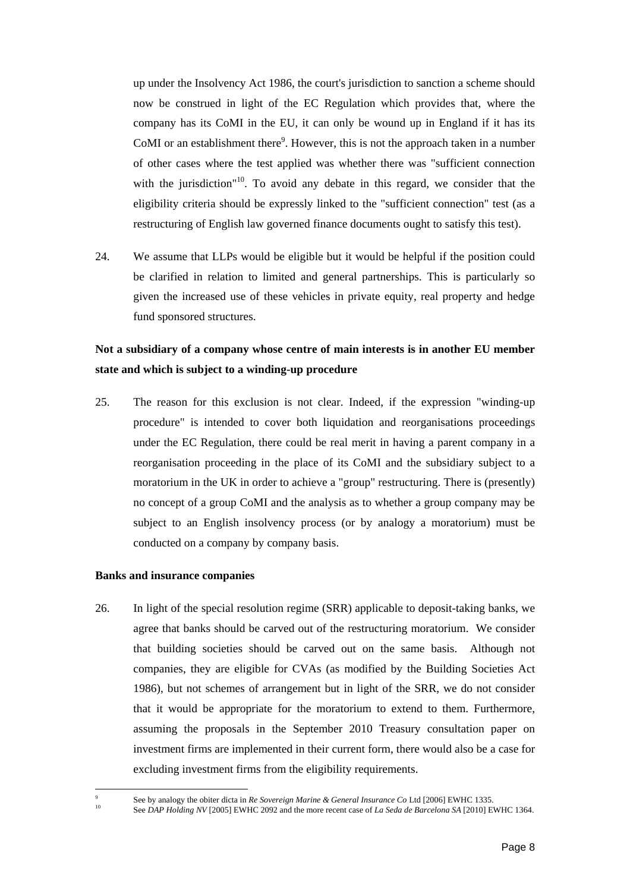up under the Insolvency Act 1986, the court's jurisdiction to sanction a scheme should now be construed in light of the EC Regulation which provides that, where the company has its CoMI in the EU, it can only be wound up in England if it has its CoMI or an establishment there[9]. However, this is not the approach taken in a number of other cases where the test applied was whether there was "sufficient connection with the jurisdiction"[10]. To avoid any debate in this regard, we consider that the eligibility criteria should be expressly linked to the "sufficient connection" test (as a restructuring of English law governed finance documents ought to satisfy this test).

24. We assume that LLPs would be eligible but it would be helpful if the position could be clarified in relation to limited and general partnerships. This is particularly so given the increased use of these vehicles in private equity, real property and hedge fund sponsored structures.

**Not a subsidiary of a company whose centre of main interests is in another EU member state and which is subject to a winding-up procedure**

25. The reason for this exclusion is not clear. Indeed, if the expression "winding-up procedure" is intended to cover both liquidation and reorganisations proceedings under the EC Regulation, there could be real merit in having a parent company in a reorganisation proceeding in the place of its CoMI and the subsidiary subject to a moratorium in the UK in order to achieve a "group" restructuring. There is (presently) no concept of a group CoMI and the analysis as to whether a group company may be subject to an English insolvency process (or by analogy a moratorium) must be conducted on a company by company basis.

**Banks and insurance companies**

26. In light of the special resolution regime (SRR) applicable to deposit-taking banks, we agree that banks should be carved out of the restructuring moratorium. We consider that building societies should be carved out on the same basis. Although not companies, they are eligible for CVAs (as modified by the Building Societies Act 1986), but not schemes of arrangement but in light of the SRR, we do not consider that it would be appropriate for the moratorium to extend to them. Furthermore, assuming the proposals in the September 2010 Treasury consultation paper on investment firms are implemented in their current form, there would also be a case for excluding investment firms from the eligibility requirements.

---

[9] See by analogy the obiter dicta in *Re Sovereign Marine & General Insurance Co* Ltd [2006] EWHC 1335.

[10] See *DAP Holding NV* [2005] EWHC 2092 and the more recent case of *La Seda de Barcelona SA* [2010] EWHC 1364.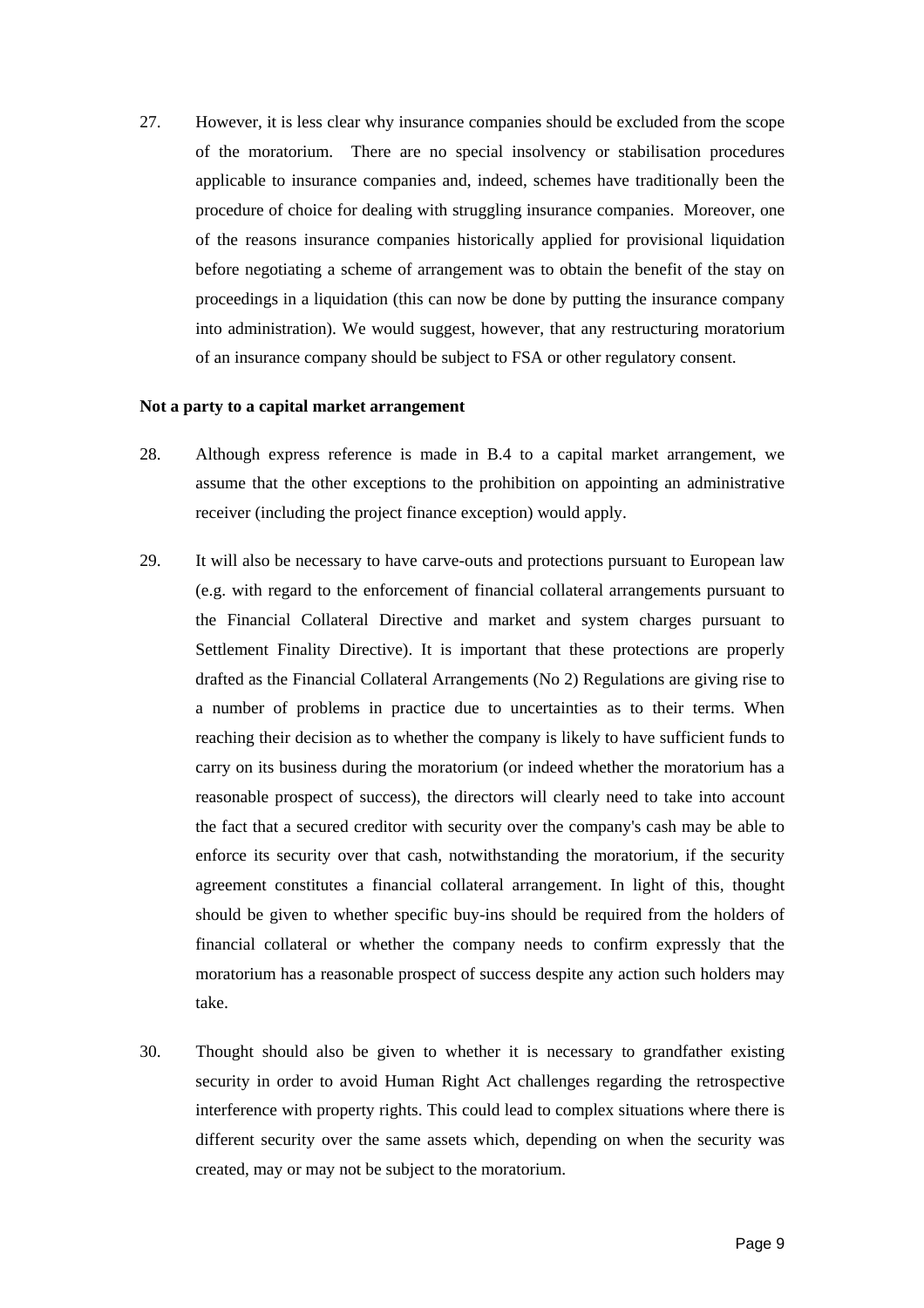27. However, it is less clear why insurance companies should be excluded from the scope of the moratorium. There are no special insolvency or stabilisation procedures applicable to insurance companies and, indeed, schemes have traditionally been the procedure of choice for dealing with struggling insurance companies. Moreover, one of the reasons insurance companies historically applied for provisional liquidation before negotiating a scheme of arrangement was to obtain the benefit of the stay on proceedings in a liquidation (this can now be done by putting the insurance company into administration). We would suggest, however, that any restructuring moratorium of an insurance company should be subject to FSA or other regulatory consent.

**Not a party to a capital market arrangement**

28. Although express reference is made in B.4 to a capital market arrangement, we assume that the other exceptions to the prohibition on appointing an administrative receiver (including the project finance exception) would apply.

29. It will also be necessary to have carve-outs and protections pursuant to European law (e.g. with regard to the enforcement of financial collateral arrangements pursuant to the Financial Collateral Directive and market and system charges pursuant to Settlement Finality Directive). It is important that these protections are properly drafted as the Financial Collateral Arrangements (No 2) Regulations are giving rise to a number of problems in practice due to uncertainties as to their terms. When reaching their decision as to whether the company is likely to have sufficient funds to carry on its business during the moratorium (or indeed whether the moratorium has a reasonable prospect of success), the directors will clearly need to take into account the fact that a secured creditor with security over the company's cash may be able to enforce its security over that cash, notwithstanding the moratorium, if the security agreement constitutes a financial collateral arrangement. In light of this, thought should be given to whether specific buy-ins should be required from the holders of financial collateral or whether the company needs to confirm expressly that the moratorium has a reasonable prospect of success despite any action such holders may take.

30. Thought should also be given to whether it is necessary to grandfather existing security in order to avoid Human Right Act challenges regarding the retrospective interference with property rights. This could lead to complex situations where there is different security over the same assets which, depending on when the security was created, may or may not be subject to the moratorium.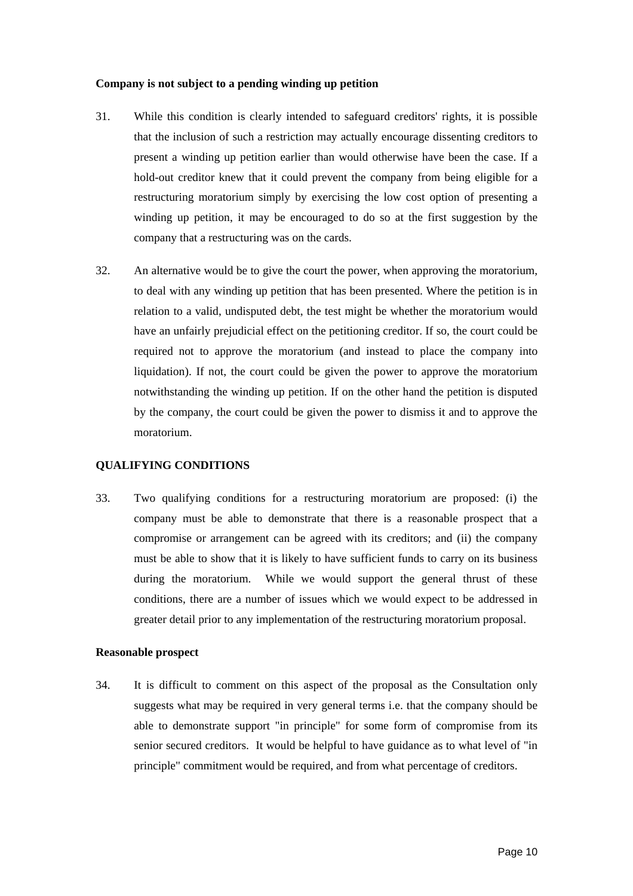**Company is not subject to a pending winding up petition**

31. While this condition is clearly intended to safeguard creditors' rights, it is possible that the inclusion of such a restriction may actually encourage dissenting creditors to present a winding up petition earlier than would otherwise have been the case. If a hold-out creditor knew that it could prevent the company from being eligible for a restructuring moratorium simply by exercising the low cost option of presenting a winding up petition, it may be encouraged to do so at the first suggestion by the company that a restructuring was on the cards.

32. An alternative would be to give the court the power, when approving the moratorium, to deal with any winding up petition that has been presented. Where the petition is in relation to a valid, undisputed debt, the test might be whether the moratorium would have an unfairly prejudicial effect on the petitioning creditor. If so, the court could be required not to approve the moratorium (and instead to place the company into liquidation). If not, the court could be given the power to approve the moratorium notwithstanding the winding up petition. If on the other hand the petition is disputed by the company, the court could be given the power to dismiss it and to approve the moratorium.

## QUALIFYING CONDITIONS

33. Two qualifying conditions for a restructuring moratorium are proposed: (i) the company must be able to demonstrate that there is a reasonable prospect that a compromise or arrangement can be agreed with its creditors; and (ii) the company must be able to show that it is likely to have sufficient funds to carry on its business during the moratorium. While we would support the general thrust of these conditions, there are a number of issues which we would expect to be addressed in greater detail prior to any implementation of the restructuring moratorium proposal.

**Reasonable prospect**

34. It is difficult to comment on this aspect of the proposal as the Consultation only suggests what may be required in very general terms i.e. that the company should be able to demonstrate support "in principle" for some form of compromise from its senior secured creditors. It would be helpful to have guidance as to what level of "in principle" commitment would be required, and from what percentage of creditors.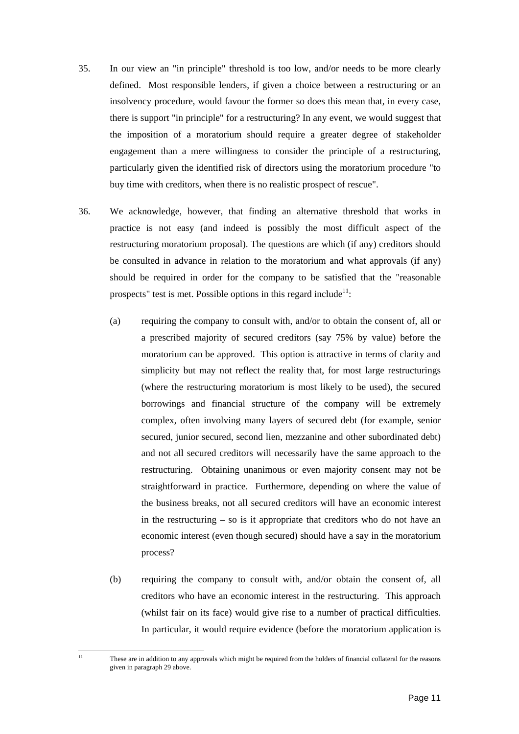35. In our view an "in principle" threshold is too low, and/or needs to be more clearly defined. Most responsible lenders, if given a choice between a restructuring or an insolvency procedure, would favour the former so does this mean that, in every case, there is support "in principle" for a restructuring? In any event, we would suggest that the imposition of a moratorium should require a greater degree of stakeholder engagement than a mere willingness to consider the principle of a restructuring, particularly given the identified risk of directors using the moratorium procedure "to buy time with creditors, when there is no realistic prospect of rescue".

36. We acknowledge, however, that finding an alternative threshold that works in practice is not easy (and indeed is possibly the most difficult aspect of the restructuring moratorium proposal). The questions are which (if any) creditors should be consulted in advance in relation to the moratorium and what approvals (if any) should be required in order for the company to be satisfied that the "reasonable prospects" test is met. Possible options in this regard include[11]:

    (a) requiring the company to consult with, and/or to obtain the consent of, all or a prescribed majority of secured creditors (say 75% by value) before the moratorium can be approved. This option is attractive in terms of clarity and simplicity but may not reflect the reality that, for most large restructurings (where the restructuring moratorium is most likely to be used), the secured borrowings and financial structure of the company will be extremely complex, often involving many layers of secured debt (for example, senior secured, junior secured, second lien, mezzanine and other subordinated debt) and not all secured creditors will necessarily have the same approach to the restructuring. Obtaining unanimous or even majority consent may not be straightforward in practice. Furthermore, depending on where the value of the business breaks, not all secured creditors will have an economic interest in the restructuring – so is it appropriate that creditors who do not have an economic interest (even though secured) should have a say in the moratorium process?

    (b) requiring the company to consult with, and/or obtain the consent of, all creditors who have an economic interest in the restructuring. This approach (whilst fair on its face) would give rise to a number of practical difficulties. In particular, it would require evidence (before the moratorium application is

---

[11] These are in addition to any approvals which might be required from the holders of financial collateral for the reasons given in paragraph 29 above.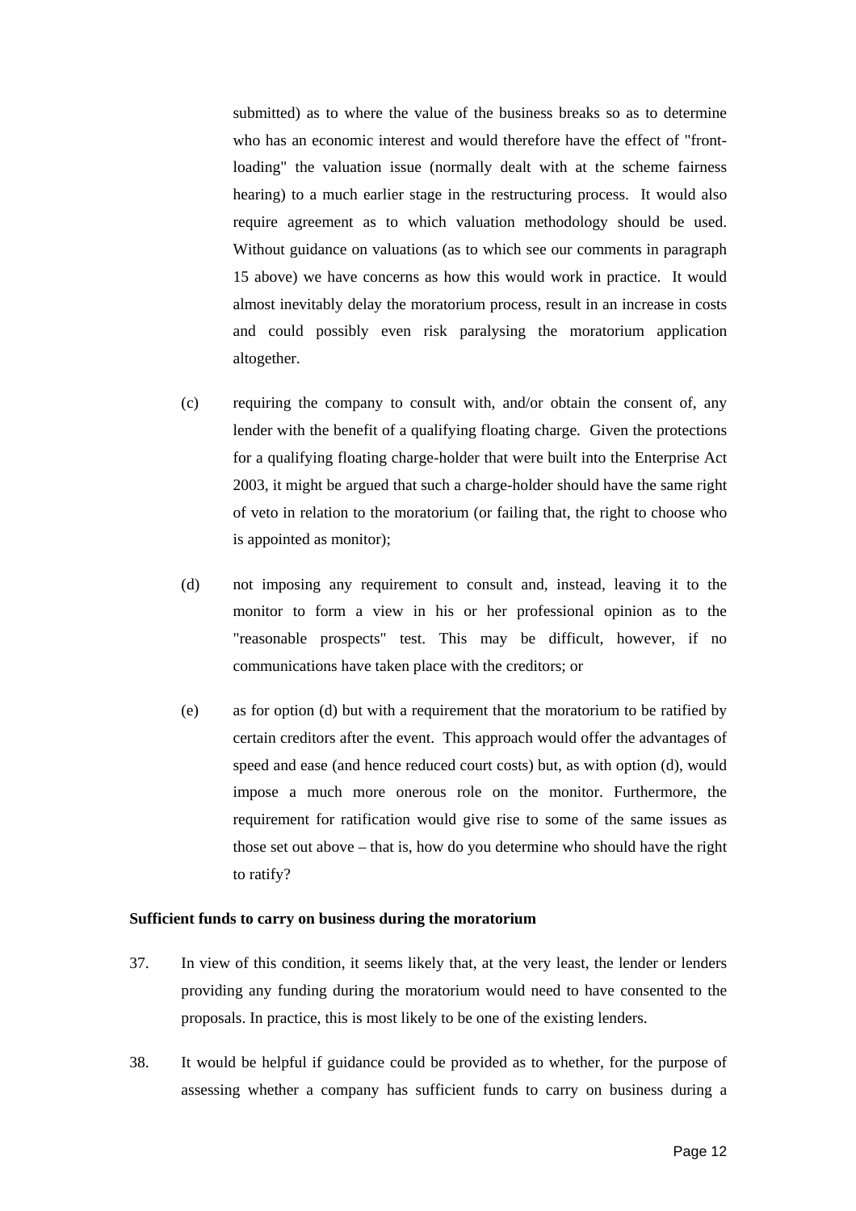submitted) as to where the value of the business breaks so as to determine who has an economic interest and would therefore have the effect of "front-loading" the valuation issue (normally dealt with at the scheme fairness hearing) to a much earlier stage in the restructuring process. It would also require agreement as to which valuation methodology should be used. Without guidance on valuations (as to which see our comments in paragraph 15 above) we have concerns as how this would work in practice. It would almost inevitably delay the moratorium process, result in an increase in costs and could possibly even risk paralysing the moratorium application altogether.

(c) requiring the company to consult with, and/or obtain the consent of, any lender with the benefit of a qualifying floating charge. Given the protections for a qualifying floating charge-holder that were built into the Enterprise Act 2003, it might be argued that such a charge-holder should have the same right of veto in relation to the moratorium (or failing that, the right to choose who is appointed as monitor);

(d) not imposing any requirement to consult and, instead, leaving it to the monitor to form a view in his or her professional opinion as to the "reasonable prospects" test. This may be difficult, however, if no communications have taken place with the creditors; or

(e) as for option (d) but with a requirement that the moratorium to be ratified by certain creditors after the event. This approach would offer the advantages of speed and ease (and hence reduced court costs) but, as with option (d), would impose a much more onerous role on the monitor. Furthermore, the requirement for ratification would give rise to some of the same issues as those set out above – that is, how do you determine who should have the right to ratify?

**Sufficient funds to carry on business during the moratorium**

37. In view of this condition, it seems likely that, at the very least, the lender or lenders providing any funding during the moratorium would need to have consented to the proposals. In practice, this is most likely to be one of the existing lenders.

38. It would be helpful if guidance could be provided as to whether, for the purpose of assessing whether a company has sufficient funds to carry on business during a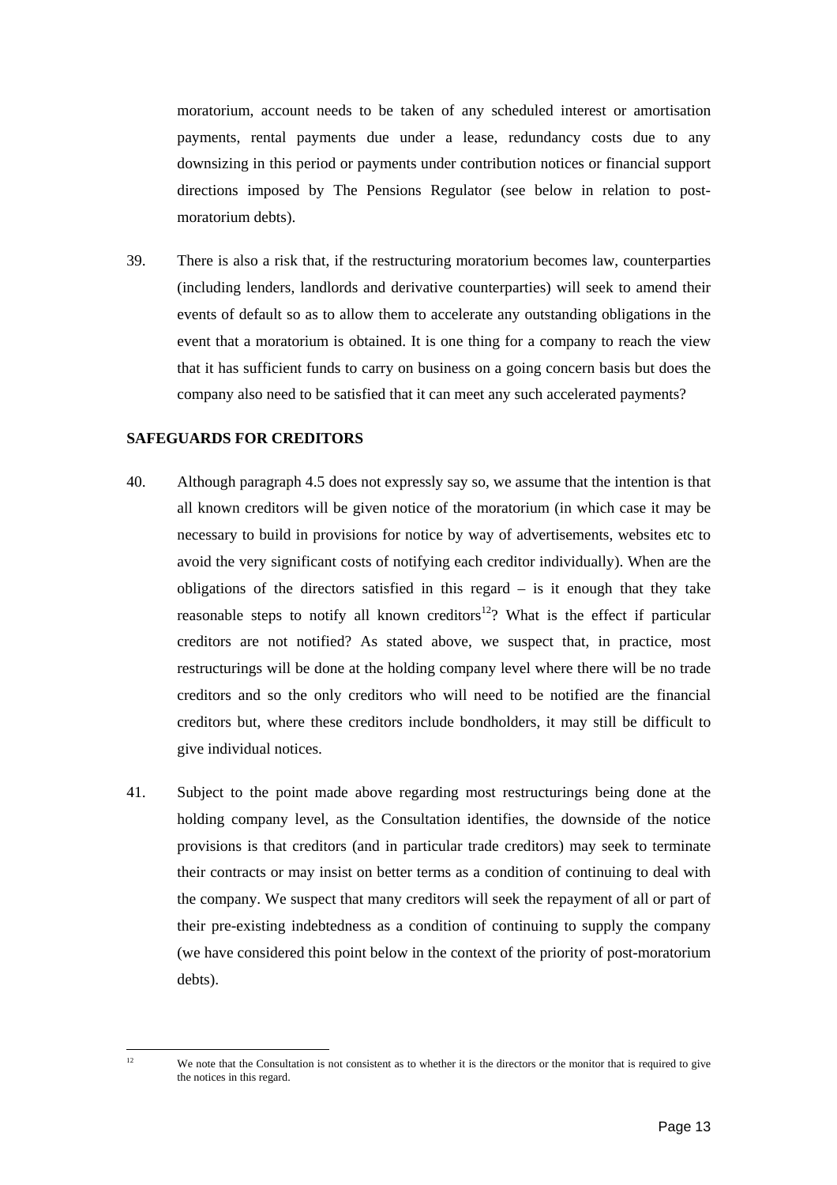moratorium, account needs to be taken of any scheduled interest or amortisation payments, rental payments due under a lease, redundancy costs due to any downsizing in this period or payments under contribution notices or financial support directions imposed by The Pensions Regulator (see below in relation to post-moratorium debts).

39. There is also a risk that, if the restructuring moratorium becomes law, counterparties (including lenders, landlords and derivative counterparties) will seek to amend their events of default so as to allow them to accelerate any outstanding obligations in the event that a moratorium is obtained. It is one thing for a company to reach the view that it has sufficient funds to carry on business on a going concern basis but does the company also need to be satisfied that it can meet any such accelerated payments?

**SAFEGUARDS FOR CREDITORS**

40. Although paragraph 4.5 does not expressly say so, we assume that the intention is that all known creditors will be given notice of the moratorium (in which case it may be necessary to build in provisions for notice by way of advertisements, websites etc to avoid the very significant costs of notifying each creditor individually). When are the obligations of the directors satisfied in this regard – is it enough that they take reasonable steps to notify all known creditors[12]? What is the effect if particular creditors are not notified? As stated above, we suspect that, in practice, most restructurings will be done at the holding company level where there will be no trade creditors and so the only creditors who will need to be notified are the financial creditors but, where these creditors include bondholders, it may still be difficult to give individual notices.

41. Subject to the point made above regarding most restructurings being done at the holding company level, as the Consultation identifies, the downside of the notice provisions is that creditors (and in particular trade creditors) may seek to terminate their contracts or may insist on better terms as a condition of continuing to deal with the company. We suspect that many creditors will seek the repayment of all or part of their pre-existing indebtedness as a condition of continuing to supply the company (we have considered this point below in the context of the priority of post-moratorium debts).

[12] We note that the Consultation is not consistent as to whether it is the directors or the monitor that is required to give the notices in this regard.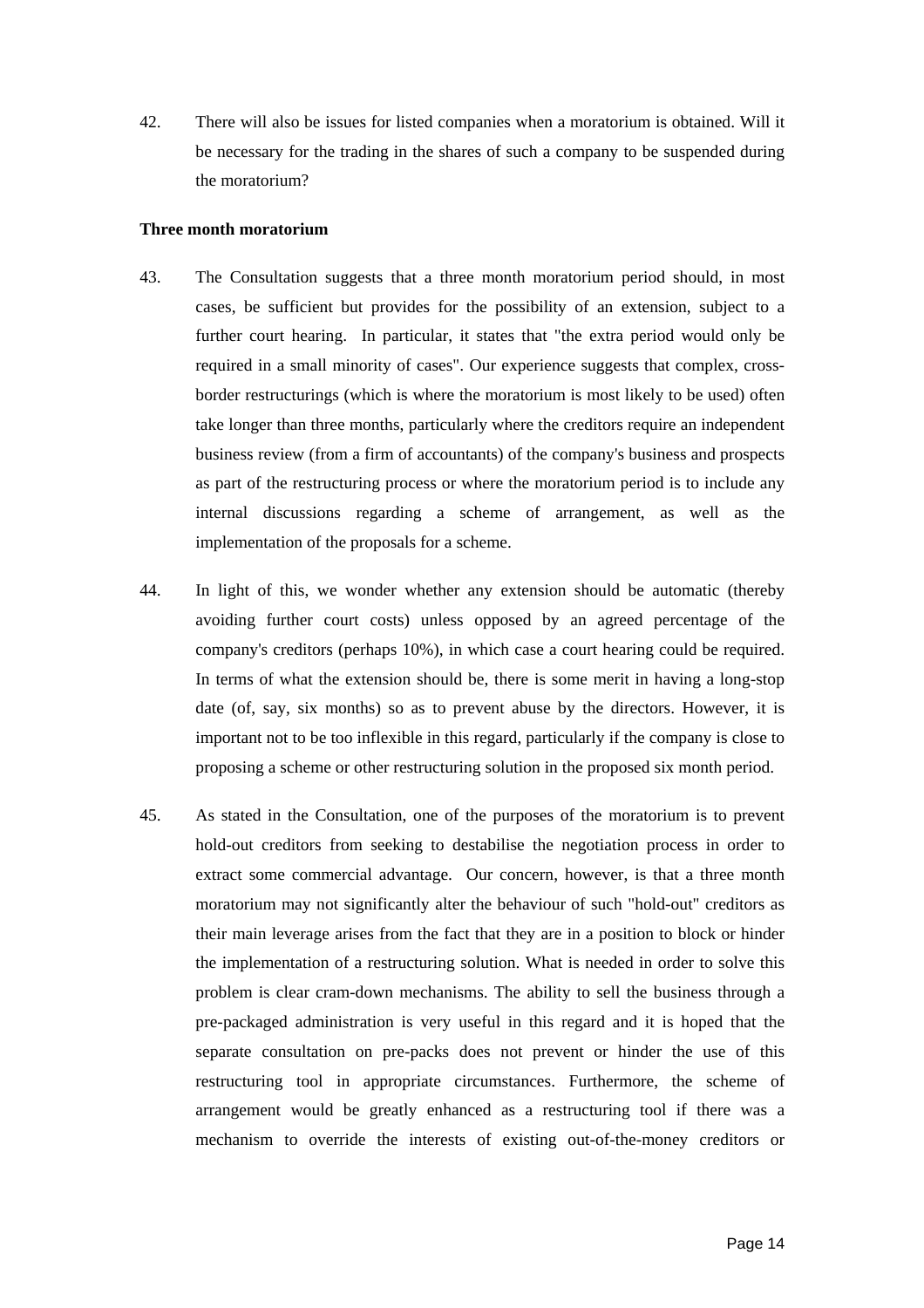42. There will also be issues for listed companies when a moratorium is obtained. Will it be necessary for the trading in the shares of such a company to be suspended during the moratorium?

**Three month moratorium**

43. The Consultation suggests that a three month moratorium period should, in most cases, be sufficient but provides for the possibility of an extension, subject to a further court hearing. In particular, it states that "the extra period would only be required in a small minority of cases". Our experience suggests that complex, cross-border restructurings (which is where the moratorium is most likely to be used) often take longer than three months, particularly where the creditors require an independent business review (from a firm of accountants) of the company's business and prospects as part of the restructuring process or where the moratorium period is to include any internal discussions regarding a scheme of arrangement, as well as the implementation of the proposals for a scheme.

44. In light of this, we wonder whether any extension should be automatic (thereby avoiding further court costs) unless opposed by an agreed percentage of the company's creditors (perhaps 10%), in which case a court hearing could be required. In terms of what the extension should be, there is some merit in having a long-stop date (of, say, six months) so as to prevent abuse by the directors. However, it is important not to be too inflexible in this regard, particularly if the company is close to proposing a scheme or other restructuring solution in the proposed six month period.

45. As stated in the Consultation, one of the purposes of the moratorium is to prevent hold-out creditors from seeking to destabilise the negotiation process in order to extract some commercial advantage. Our concern, however, is that a three month moratorium may not significantly alter the behaviour of such "hold-out" creditors as their main leverage arises from the fact that they are in a position to block or hinder the implementation of a restructuring solution. What is needed in order to solve this problem is clear cram-down mechanisms. The ability to sell the business through a pre-packaged administration is very useful in this regard and it is hoped that the separate consultation on pre-packs does not prevent or hinder the use of this restructuring tool in appropriate circumstances. Furthermore, the scheme of arrangement would be greatly enhanced as a restructuring tool if there was a mechanism to override the interests of existing out-of-the-money creditors or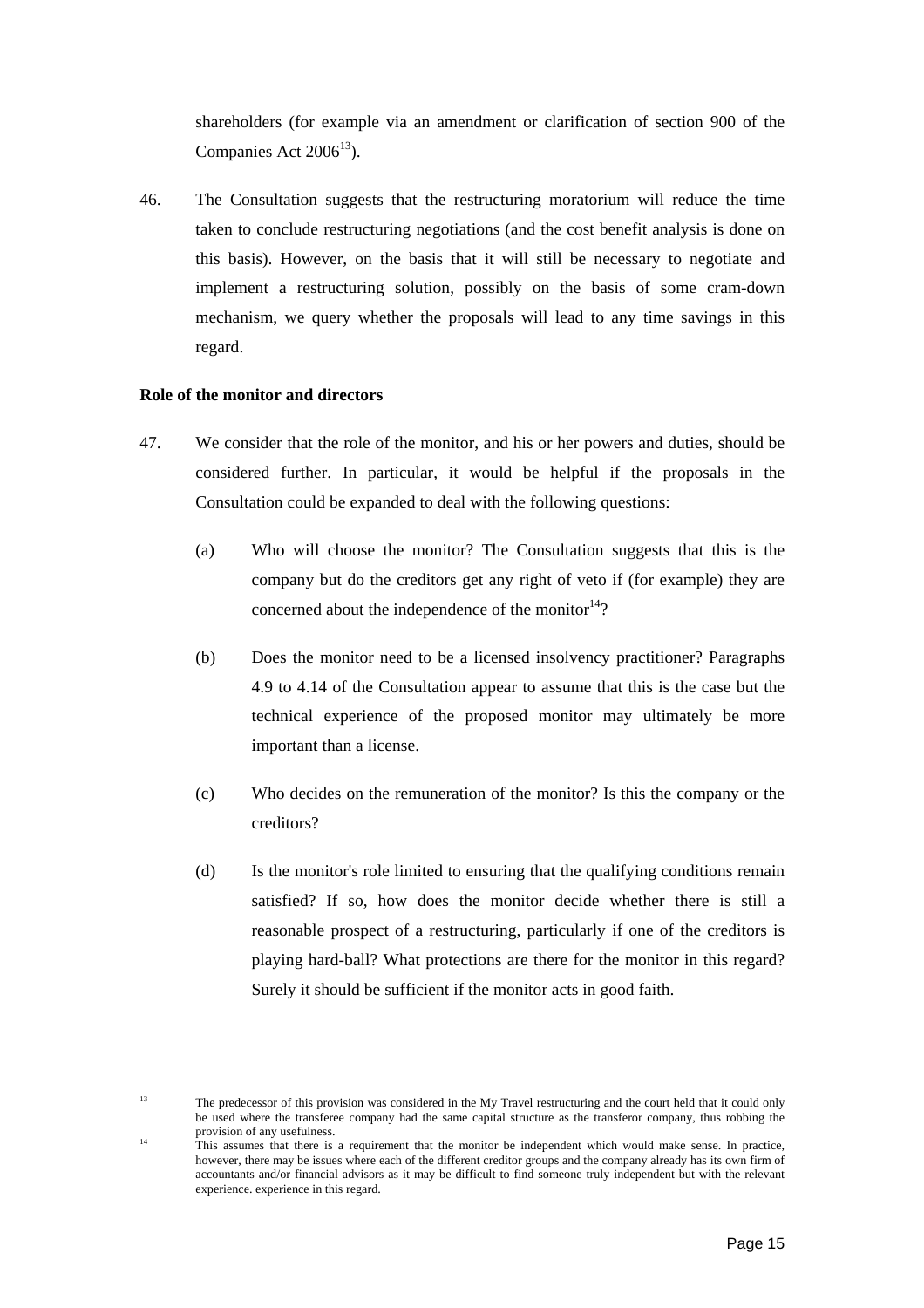shareholders (for example via an amendment or clarification of section 900 of the Companies Act 2006[13]).

46. The Consultation suggests that the restructuring moratorium will reduce the time taken to conclude restructuring negotiations (and the cost benefit analysis is done on this basis). However, on the basis that it will still be necessary to negotiate and implement a restructuring solution, possibly on the basis of some cram-down mechanism, we query whether the proposals will lead to any time savings in this regard.

**Role of the monitor and directors**

47. We consider that the role of the monitor, and his or her powers and duties, should be considered further. In particular, it would be helpful if the proposals in the Consultation could be expanded to deal with the following questions:

    (a) Who will choose the monitor? The Consultation suggests that this is the company but do the creditors get any right of veto if (for example) they are concerned about the independence of the monitor[14]?

    (b) Does the monitor need to be a licensed insolvency practitioner? Paragraphs 4.9 to 4.14 of the Consultation appear to assume that this is the case but the technical experience of the proposed monitor may ultimately be more important than a license.

    (c) Who decides on the remuneration of the monitor? Is this the company or the creditors?

    (d) Is the monitor's role limited to ensuring that the qualifying conditions remain satisfied? If so, how does the monitor decide whether there is still a reasonable prospect of a restructuring, particularly if one of the creditors is playing hard-ball? What protections are there for the monitor in this regard? Surely it should be sufficient if the monitor acts in good faith.

---

[13] The predecessor of this provision was considered in the My Travel restructuring and the court held that it could only be used where the transferee company had the same capital structure as the transferor company, thus robbing the provision of any usefulness.

[14] This assumes that there is a requirement that the monitor be independent which would make sense. In practice, however, there may be issues where each of the different creditor groups and the company already has its own firm of accountants and/or financial advisors as it may be difficult to find someone truly independent but with the relevant experience. experience in this regard.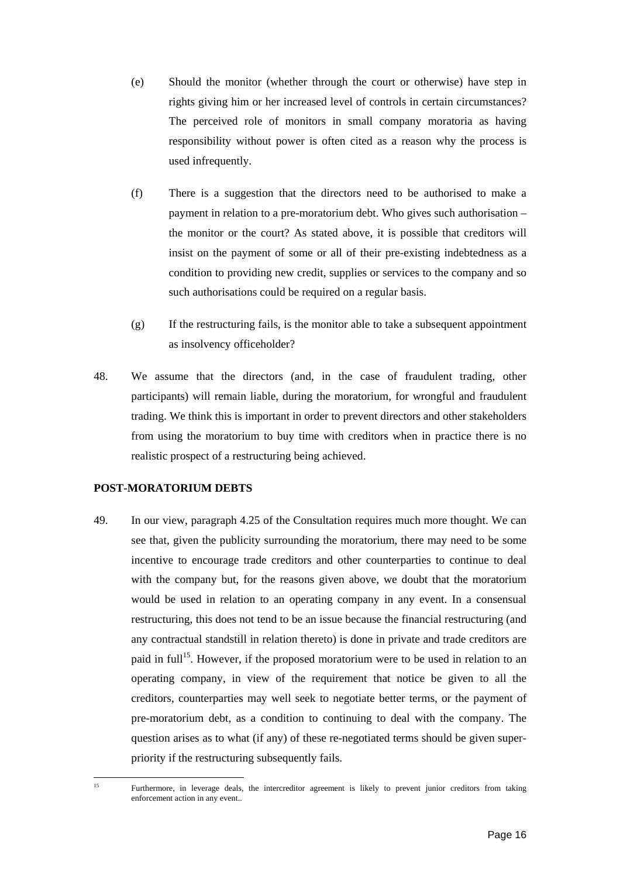(e) Should the monitor (whether through the court or otherwise) have step in rights giving him or her increased level of controls in certain circumstances? The perceived role of monitors in small company moratoria as having responsibility without power is often cited as a reason why the process is used infrequently.

(f) There is a suggestion that the directors need to be authorised to make a payment in relation to a pre-moratorium debt. Who gives such authorisation – the monitor or the court? As stated above, it is possible that creditors will insist on the payment of some or all of their pre-existing indebtedness as a condition to providing new credit, supplies or services to the company and so such authorisations could be required on a regular basis.

(g) If the restructuring fails, is the monitor able to take a subsequent appointment as insolvency officeholder?

48. We assume that the directors (and, in the case of fraudulent trading, other participants) will remain liable, during the moratorium, for wrongful and fraudulent trading. We think this is important in order to prevent directors and other stakeholders from using the moratorium to buy time with creditors when in practice there is no realistic prospect of a restructuring being achieved.

**POST-MORATORIUM DEBTS**

49. In our view, paragraph 4.25 of the Consultation requires much more thought. We can see that, given the publicity surrounding the moratorium, there may need to be some incentive to encourage trade creditors and other counterparties to continue to deal with the company but, for the reasons given above, we doubt that the moratorium would be used in relation to an operating company in any event. In a consensual restructuring, this does not tend to be an issue because the financial restructuring (and any contractual standstill in relation thereto) is done in private and trade creditors are paid in full[15]. However, if the proposed moratorium were to be used in relation to an operating company, in view of the requirement that notice be given to all the creditors, counterparties may well seek to negotiate better terms, or the payment of pre-moratorium debt, as a condition to continuing to deal with the company. The question arises as to what (if any) of these re-negotiated terms should be given super-priority if the restructuring subsequently fails.

[15] Furthermore, in leverage deals, the intercreditor agreement is likely to prevent junior creditors from taking enforcement action in any event..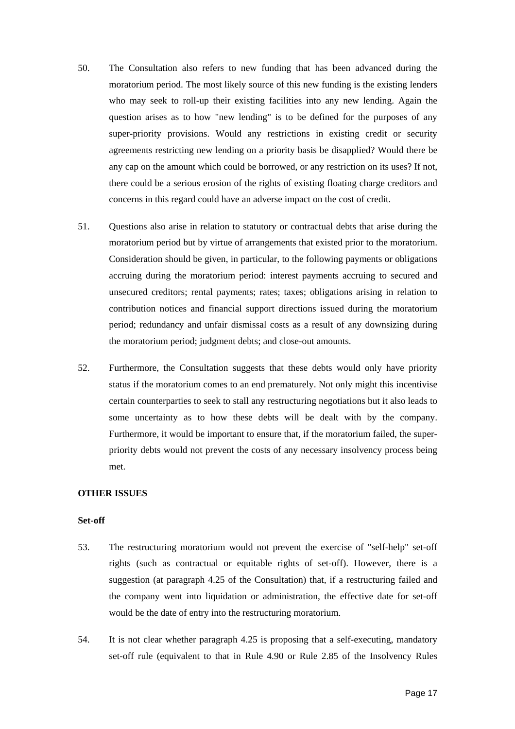50. The Consultation also refers to new funding that has been advanced during the moratorium period. The most likely source of this new funding is the existing lenders who may seek to roll-up their existing facilities into any new lending. Again the question arises as to how "new lending" is to be defined for the purposes of any super-priority provisions. Would any restrictions in existing credit or security agreements restricting new lending on a priority basis be disapplied? Would there be any cap on the amount which could be borrowed, or any restriction on its uses? If not, there could be a serious erosion of the rights of existing floating charge creditors and concerns in this regard could have an adverse impact on the cost of credit.

51. Questions also arise in relation to statutory or contractual debts that arise during the moratorium period but by virtue of arrangements that existed prior to the moratorium. Consideration should be given, in particular, to the following payments or obligations accruing during the moratorium period: interest payments accruing to secured and unsecured creditors; rental payments; rates; taxes; obligations arising in relation to contribution notices and financial support directions issued during the moratorium period; redundancy and unfair dismissal costs as a result of any downsizing during the moratorium period; judgment debts; and close-out amounts.

52. Furthermore, the Consultation suggests that these debts would only have priority status if the moratorium comes to an end prematurely. Not only might this incentivise certain counterparties to seek to stall any restructuring negotiations but it also leads to some uncertainty as to how these debts will be dealt with by the company. Furthermore, it would be important to ensure that, if the moratorium failed, the super-priority debts would not prevent the costs of any necessary insolvency process being met.

## OTHER ISSUES

### Set-off

53. The restructuring moratorium would not prevent the exercise of "self-help" set-off rights (such as contractual or equitable rights of set-off). However, there is a suggestion (at paragraph 4.25 of the Consultation) that, if a restructuring failed and the company went into liquidation or administration, the effective date for set-off would be the date of entry into the restructuring moratorium.

54. It is not clear whether paragraph 4.25 is proposing that a self-executing, mandatory set-off rule (equivalent to that in Rule 4.90 or Rule 2.85 of the Insolvency Rules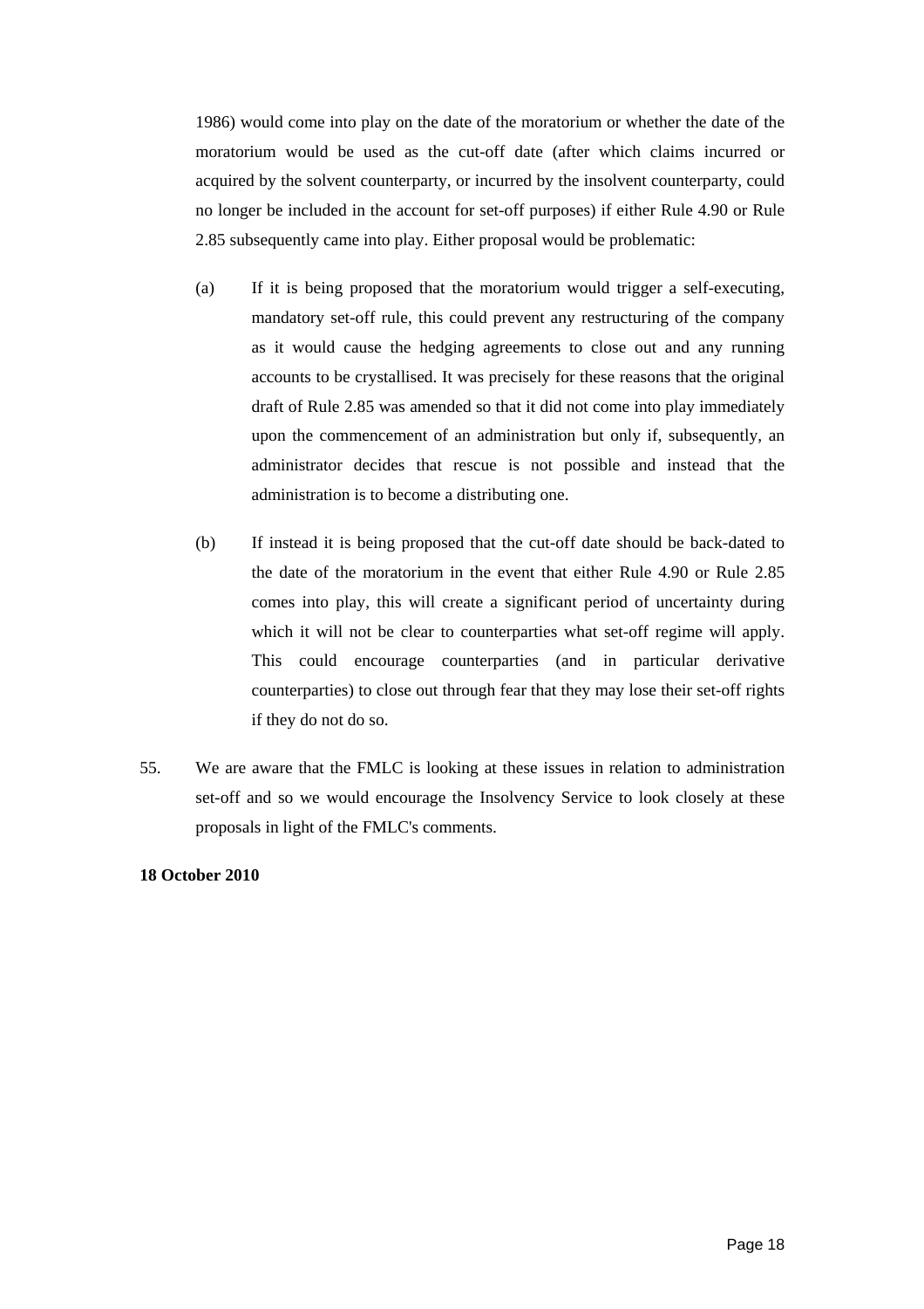1986) would come into play on the date of the moratorium or whether the date of the moratorium would be used as the cut-off date (after which claims incurred or acquired by the solvent counterparty, or incurred by the insolvent counterparty, could no longer be included in the account for set-off purposes) if either Rule 4.90 or Rule 2.85 subsequently came into play. Either proposal would be problematic:

(a) If it is being proposed that the moratorium would trigger a self-executing, mandatory set-off rule, this could prevent any restructuring of the company as it would cause the hedging agreements to close out and any running accounts to be crystallised. It was precisely for these reasons that the original draft of Rule 2.85 was amended so that it did not come into play immediately upon the commencement of an administration but only if, subsequently, an administrator decides that rescue is not possible and instead that the administration is to become a distributing one.

(b) If instead it is being proposed that the cut-off date should be back-dated to the date of the moratorium in the event that either Rule 4.90 or Rule 2.85 comes into play, this will create a significant period of uncertainty during which it will not be clear to counterparties what set-off regime will apply. This could encourage counterparties (and in particular derivative counterparties) to close out through fear that they may lose their set-off rights if they do not do so.

55. We are aware that the FMLC is looking at these issues in relation to administration set-off and so we would encourage the Insolvency Service to look closely at these proposals in light of the FMLC's comments.

**18 October 2010**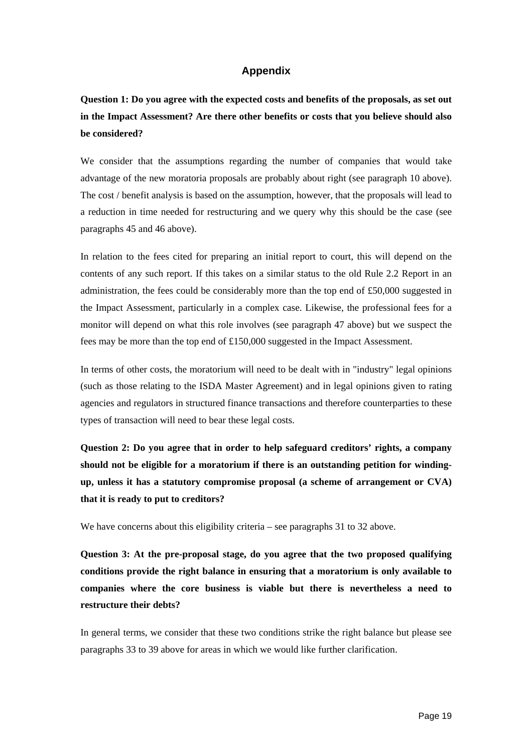## Appendix

**Question 1: Do you agree with the expected costs and benefits of the proposals, as set out in the Impact Assessment? Are there other benefits or costs that you believe should also be considered?**

We consider that the assumptions regarding the number of companies that would take advantage of the new moratoria proposals are probably about right (see paragraph 10 above). The cost / benefit analysis is based on the assumption, however, that the proposals will lead to a reduction in time needed for restructuring and we query why this should be the case (see paragraphs 45 and 46 above).

In relation to the fees cited for preparing an initial report to court, this will depend on the contents of any such report. If this takes on a similar status to the old Rule 2.2 Report in an administration, the fees could be considerably more than the top end of £50,000 suggested in the Impact Assessment, particularly in a complex case. Likewise, the professional fees for a monitor will depend on what this role involves (see paragraph 47 above) but we suspect the fees may be more than the top end of £150,000 suggested in the Impact Assessment.

In terms of other costs, the moratorium will need to be dealt with in "industry" legal opinions (such as those relating to the ISDA Master Agreement) and in legal opinions given to rating agencies and regulators in structured finance transactions and therefore counterparties to these types of transaction will need to bear these legal costs.

**Question 2: Do you agree that in order to help safeguard creditors' rights, a company should not be eligible for a moratorium if there is an outstanding petition for winding-up, unless it has a statutory compromise proposal (a scheme of arrangement or CVA) that it is ready to put to creditors?**

We have concerns about this eligibility criteria – see paragraphs 31 to 32 above.

**Question 3: At the pre-proposal stage, do you agree that the two proposed qualifying conditions provide the right balance in ensuring that a moratorium is only available to companies where the core business is viable but there is nevertheless a need to restructure their debts?**

In general terms, we consider that these two conditions strike the right balance but please see paragraphs 33 to 39 above for areas in which we would like further clarification.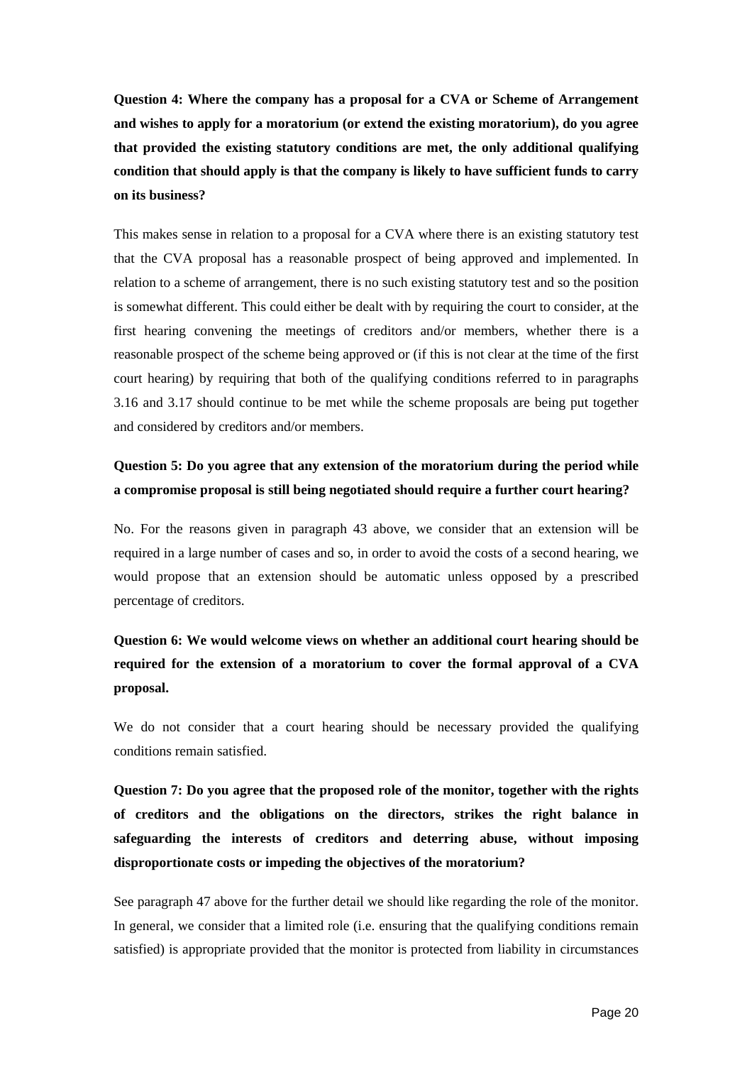**Question 4: Where the company has a proposal for a CVA or Scheme of Arrangement and wishes to apply for a moratorium (or extend the existing moratorium), do you agree that provided the existing statutory conditions are met, the only additional qualifying condition that should apply is that the company is likely to have sufficient funds to carry on its business?**

This makes sense in relation to a proposal for a CVA where there is an existing statutory test that the CVA proposal has a reasonable prospect of being approved and implemented. In relation to a scheme of arrangement, there is no such existing statutory test and so the position is somewhat different. This could either be dealt with by requiring the court to consider, at the first hearing convening the meetings of creditors and/or members, whether there is a reasonable prospect of the scheme being approved or (if this is not clear at the time of the first court hearing) by requiring that both of the qualifying conditions referred to in paragraphs 3.16 and 3.17 should continue to be met while the scheme proposals are being put together and considered by creditors and/or members.

**Question 5: Do you agree that any extension of the moratorium during the period while a compromise proposal is still being negotiated should require a further court hearing?**

No. For the reasons given in paragraph 43 above, we consider that an extension will be required in a large number of cases and so, in order to avoid the costs of a second hearing, we would propose that an extension should be automatic unless opposed by a prescribed percentage of creditors.

**Question 6: We would welcome views on whether an additional court hearing should be required for the extension of a moratorium to cover the formal approval of a CVA proposal.**

We do not consider that a court hearing should be necessary provided the qualifying conditions remain satisfied.

**Question 7: Do you agree that the proposed role of the monitor, together with the rights of creditors and the obligations on the directors, strikes the right balance in safeguarding the interests of creditors and deterring abuse, without imposing disproportionate costs or impeding the objectives of the moratorium?**

See paragraph 47 above for the further detail we should like regarding the role of the monitor. In general, we consider that a limited role (i.e. ensuring that the qualifying conditions remain satisfied) is appropriate provided that the monitor is protected from liability in circumstances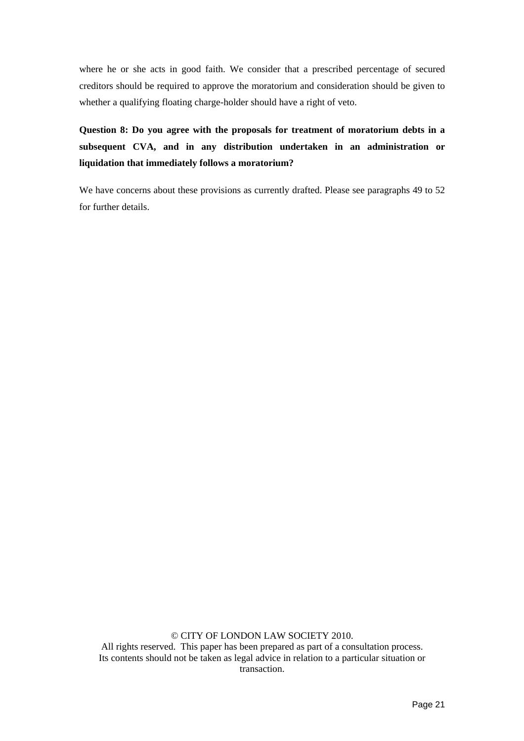where he or she acts in good faith. We consider that a prescribed percentage of secured creditors should be required to approve the moratorium and consideration should be given to whether a qualifying floating charge-holder should have a right of veto.

**Question 8: Do you agree with the proposals for treatment of moratorium debts in a subsequent CVA, and in any distribution undertaken in an administration or liquidation that immediately follows a moratorium?**

We have concerns about these provisions as currently drafted. Please see paragraphs 49 to 52 for further details.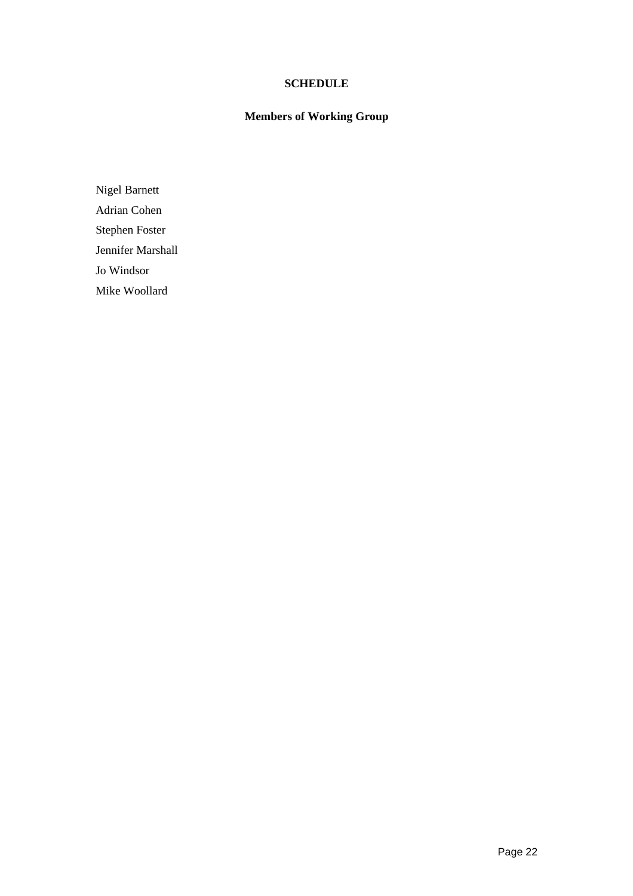# SCHEDULE

## Members of Working Group

Nigel Barnett

Adrian Cohen

Stephen Foster

Jennifer Marshall

Jo Windsor

Mike Woollard